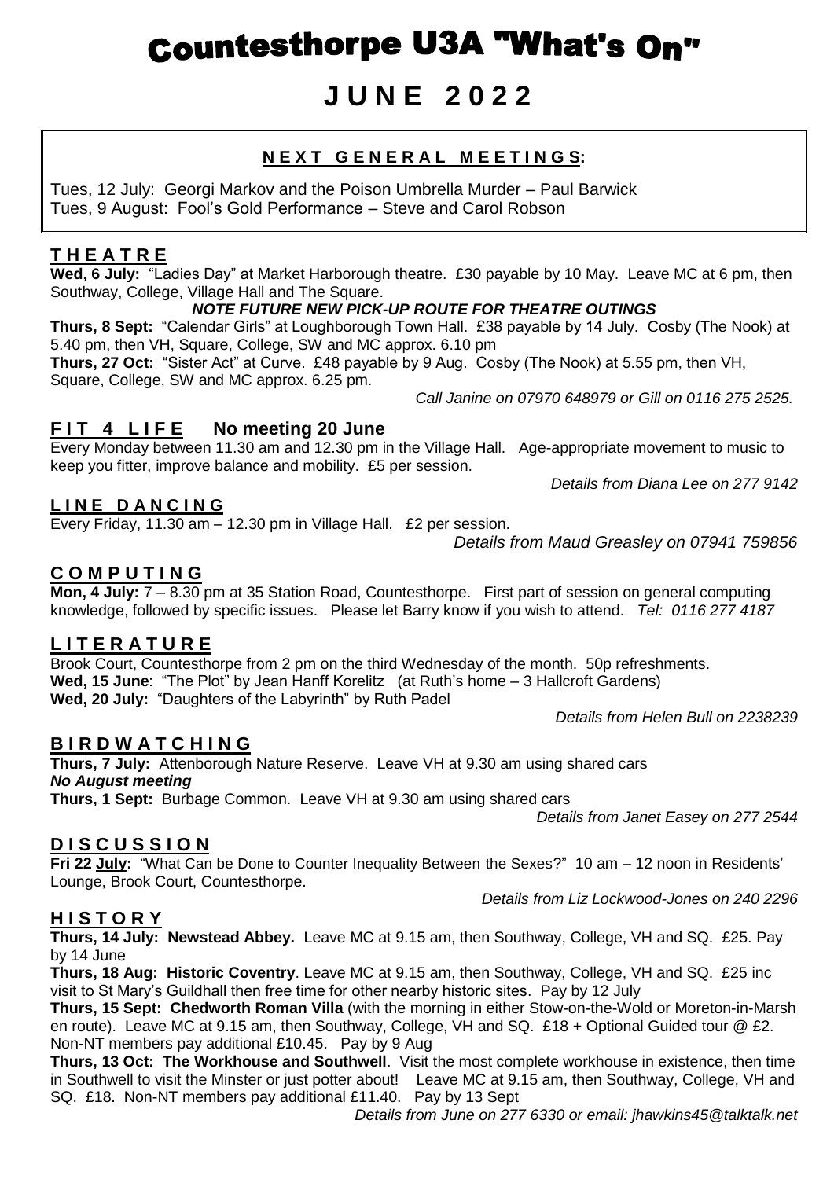# Countesthorpe U3A "What's On"

## J U N E  2 0 2 2

**N E X T  G E N E R A L  M E E T I N G S:**

Tues, 12 July: Georgi Markov and the Poison Umbrella Murder – Paul Barwick
Tues, 9 August: Fool's Gold Performance – Steve and Carol Robson

### T H E A T R E

**Wed, 6 July:** "Ladies Day" at Market Harborough theatre. £30 payable by 10 May. Leave MC at 6 pm, then Southway, College, Village Hall and The Square.

***NOTE FUTURE NEW PICK-UP ROUTE FOR THEATRE OUTINGS***

**Thurs, 8 Sept:** "Calendar Girls" at Loughborough Town Hall. £38 payable by 14 July. Cosby (The Nook) at 5.40 pm, then VH, Square, College, SW and MC approx. 6.10 pm

**Thurs, 27 Oct:** "Sister Act" at Curve. £48 payable by 9 Aug. Cosby (The Nook) at 5.55 pm, then VH, Square, College, SW and MC approx. 6.25 pm.

*Call Janine on 07970 648979 or Gill on 0116 275 2525.*

### F I T  4  L I F E  No meeting 20 June

Every Monday between 11.30 am and 12.30 pm in the Village Hall. Age-appropriate movement to music to keep you fitter, improve balance and mobility. £5 per session.

*Details from Diana Lee on 277 9142*

### L I N E  D A N C I N G

Every Friday, 11.30 am – 12.30 pm in Village Hall. £2 per session.

*Details from Maud Greasley on 07941 759856*

### C O M P U T I N G

**Mon, 4 July:** 7 – 8.30 pm at 35 Station Road, Countesthorpe. First part of session on general computing knowledge, followed by specific issues. Please let Barry know if you wish to attend. *Tel: 0116 277 4187*

### L I T E R A T U R E

Brook Court, Countesthorpe from 2 pm on the third Wednesday of the month. 50p refreshments.

**Wed, 15 June**: "The Plot" by Jean Hanff Korelitz (at Ruth's home – 3 Hallcroft Gardens)

**Wed, 20 July:** "Daughters of the Labyrinth" by Ruth Padel

*Details from Helen Bull on 2238239*

### B I R D W A T C H I N G

**Thurs, 7 July:** Attenborough Nature Reserve. Leave VH at 9.30 am using shared cars

***No August meeting***

**Thurs, 1 Sept:** Burbage Common. Leave VH at 9.30 am using shared cars

*Details from Janet Easey on 277 2544*

### D I S C U S S I O N

**Fri 22 July:** "What Can be Done to Counter Inequality Between the Sexes?" 10 am – 12 noon in Residents' Lounge, Brook Court, Countesthorpe.

*Details from Liz Lockwood-Jones on 240 2296*

### H I S T O R Y

**Thurs, 14 July: Newstead Abbey.** Leave MC at 9.15 am, then Southway, College, VH and SQ. £25. Pay by 14 June

**Thurs, 18 Aug: Historic Coventry**. Leave MC at 9.15 am, then Southway, College, VH and SQ. £25 inc visit to St Mary's Guildhall then free time for other nearby historic sites. Pay by 12 July

**Thurs, 15 Sept: Chedworth Roman Villa** (with the morning in either Stow-on-the-Wold or Moreton-in-Marsh en route). Leave MC at 9.15 am, then Southway, College, VH and SQ. £18 + Optional Guided tour @ £2. Non-NT members pay additional £10.45. Pay by 9 Aug

**Thurs, 13 Oct: The Workhouse and Southwell**. Visit the most complete workhouse in existence, then time in Southwell to visit the Minster or just potter about! Leave MC at 9.15 am, then Southway, College, VH and SQ. £18. Non-NT members pay additional £11.40. Pay by 13 Sept

*Details from June on 277 6330 or email: jhawkins45@talktalk.net*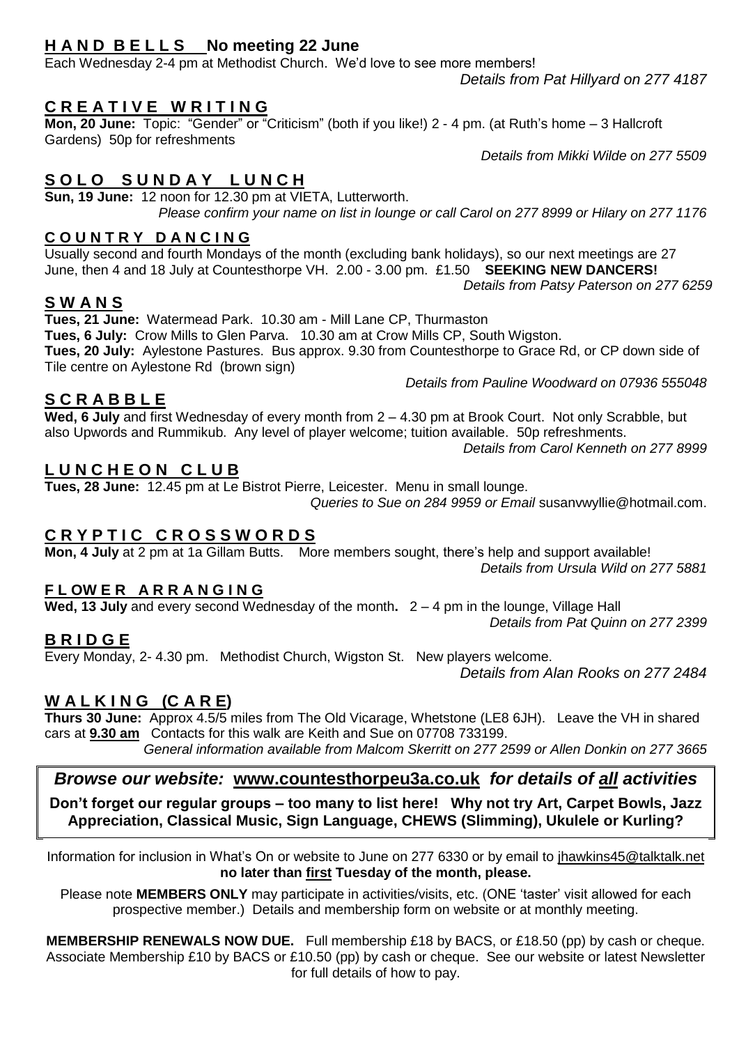## H A N D B E L L S No meeting 22 June

Each Wednesday 2-4 pm at Methodist Church. We'd love to see more members!

*Details from Pat Hillyard on 277 4187*

## C R E A T I V E W R I T I N G

**Mon, 20 June:** Topic: "Gender" or "Criticism" (both if you like!) 2 - 4 pm. (at Ruth's home – 3 Hallcroft Gardens) 50p for refreshments

*Details from Mikki Wilde on 277 5509*

## S O L O S U N D A Y L U N C H

**Sun, 19 June:** 12 noon for 12.30 pm at VIETA, Lutterworth.

*Please confirm your name on list in lounge or call Carol on 277 8999 or Hilary on 277 1176*

## C O U N T R Y D A N C I N G

Usually second and fourth Mondays of the month (excluding bank holidays), so our next meetings are 27 June, then 4 and 18 July at Countesthorpe VH. 2.00 - 3.00 pm. £1.50 **SEEKING NEW DANCERS!**

*Details from Patsy Paterson on 277 6259*

## S W A N S

**Tues, 21 June:** Watermead Park. 10.30 am - Mill Lane CP, Thurmaston

**Tues, 6 July:** Crow Mills to Glen Parva. 10.30 am at Crow Mills CP, South Wigston.

**Tues, 20 July:** Aylestone Pastures. Bus approx. 9.30 from Countesthorpe to Grace Rd, or CP down side of Tile centre on Aylestone Rd (brown sign)

*Details from Pauline Woodward on 07936 555048*

## S C R A B B L E

**Wed, 6 July** and first Wednesday of every month from 2 – 4.30 pm at Brook Court. Not only Scrabble, but also Upwords and Rummikub. Any level of player welcome; tuition available. 50p refreshments.

*Details from Carol Kenneth on 277 8999*

## L U N C H E O N C L U B

**Tues, 28 June:** 12.45 pm at Le Bistrot Pierre, Leicester. Menu in small lounge.

*Queries to Sue on 284 9959 or Email* susanvwyllie@hotmail.com.

## C R Y P T I C C R O S S W O R D S

**Mon, 4 July** at 2 pm at 1a Gillam Butts. More members sought, there's help and support available!

*Details from Ursula Wild on 277 5881*

## F L OW E R A R R A N G I N G

**Wed, 13 July** and every second Wednesday of the month**.** 2 – 4 pm in the lounge, Village Hall

*Details from Pat Quinn on 277 2399*

## B R I D G E

Every Monday, 2- 4.30 pm. Methodist Church, Wigston St. New players welcome.

*Details from Alan Rooks on 277 2484*

## W A L K I N G (C A R E)

**Thurs 30 June:** Approx 4.5/5 miles from The Old Vicarage, Whetstone (LE8 6JH). Leave the VH in shared cars at **9.30 am** Contacts for this walk are Keith and Sue on 07708 733199.

*General information available from Malcom Skerritt on 277 2599 or Allen Donkin on 277 3665*

***Browse our website:* www.countesthorpeu3a.co.uk *for details of all activities***

**Don't forget our regular groups – too many to list here! Why not try Art, Carpet Bowls, Jazz Appreciation, Classical Music, Sign Language, CHEWS (Slimming), Ukulele or Kurling?**

Information for inclusion in What's On or website to June on 277 6330 or by email to jhawkins45@talktalk.net **no later than first Tuesday of the month, please.**

Please note **MEMBERS ONLY** may participate in activities/visits, etc. (ONE 'taster' visit allowed for each prospective member.) Details and membership form on website or at monthly meeting.

**MEMBERSHIP RENEWALS NOW DUE.** Full membership £18 by BACS, or £18.50 (pp) by cash or cheque. Associate Membership £10 by BACS or £10.50 (pp) by cash or cheque. See our website or latest Newsletter for full details of how to pay.